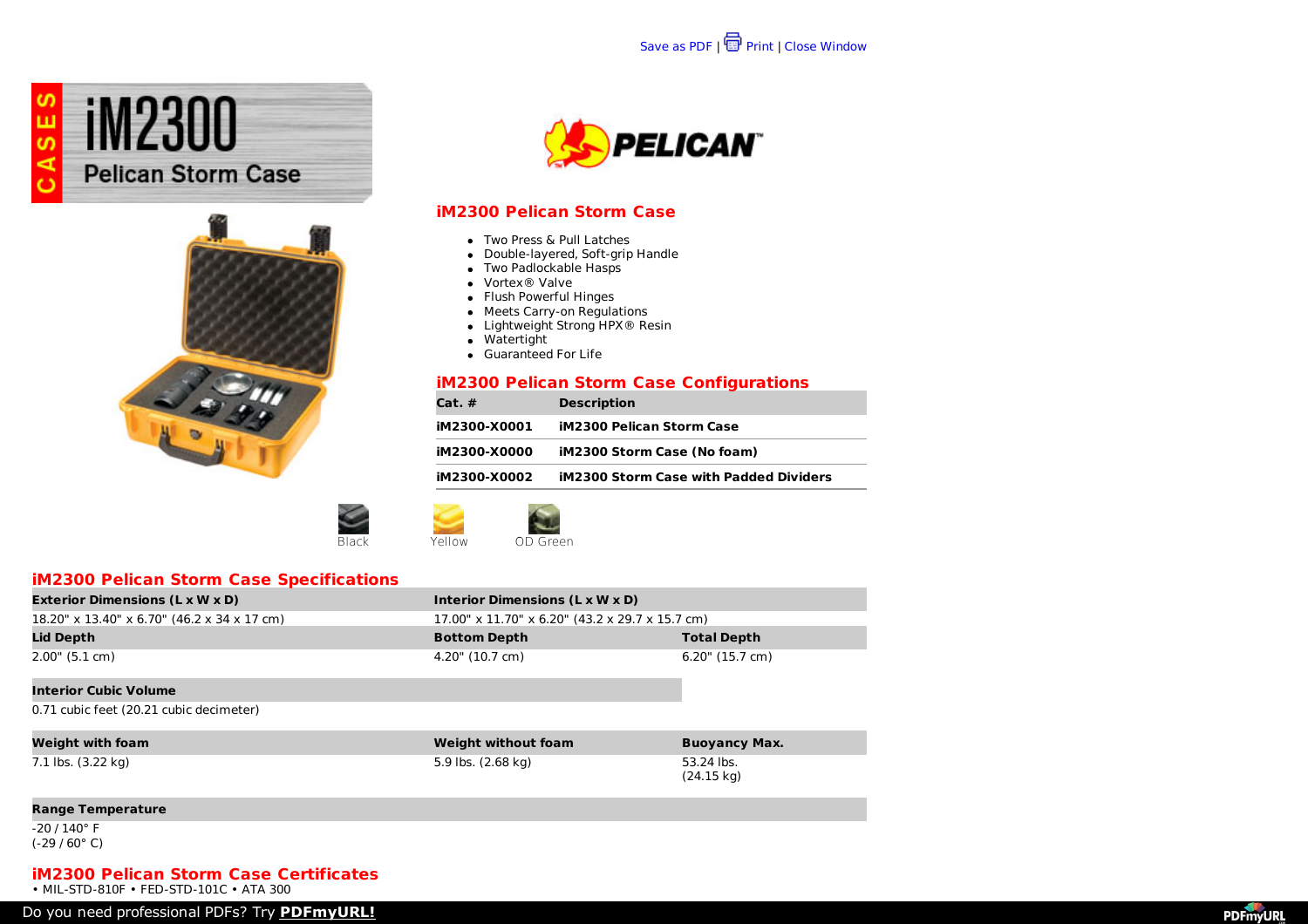Save as PDF | Print | Close Window

# iM2300 Pelican Storm Case

CASES

## iM2300 Pelican Storm Case

- Two Press & Pull Latches
- Double-layered, Soft-grip Handle
- Two Padlockable Hasps
- Vortex® Valve
- Flush Powerful Hinges
- Meets Carry-on Regulations
- Lightweight Strong HPX® Resin
- Watertight
- Guaranteed For Life

## iM2300 Pelican Storm Case Configurations

| Cat. # | Description |
|---|---|
| **iM2300-X0001** | **iM2300 Pelican Storm Case** |
| **iM2300-X0000** | **iM2300 Storm Case (No foam)** |
| **iM2300-X0002** | **iM2300 Storm Case with Padded Dividers** |

Black | Yellow | OD Green

## iM2300 Pelican Storm Case Specifications

| Exterior Dimensions (L x W x D) | Interior Dimensions (L x W x D) | |
|---|---|---|
| 18.20" x 13.40" x 6.70" (46.2 x 34 x 17 cm) | 17.00" x 11.70" x 6.20" (43.2 x 29.7 x 15.7 cm) | |
| **Lid Depth** | **Bottom Depth** | **Total Depth** |
| 2.00" (5.1 cm) | 4.20" (10.7 cm) | 6.20" (15.7 cm) |
| **Interior Cubic Volume** | | |
| 0.71 cubic feet (20.21 cubic decimeter) | | |
| **Weight with foam** | **Weight without foam** | **Buoyancy Max.** |
| 7.1 lbs. (3.22 kg) | 5.9 lbs. (2.68 kg) | 53.24 lbs. (24.15 kg) |
| **Range Temperature** | | |
| -20 / 140° F (-29 / 60° C) | | |

## iM2300 Pelican Storm Case Certificates

• MIL-STD-810F • FED-STD-101C • ATA 300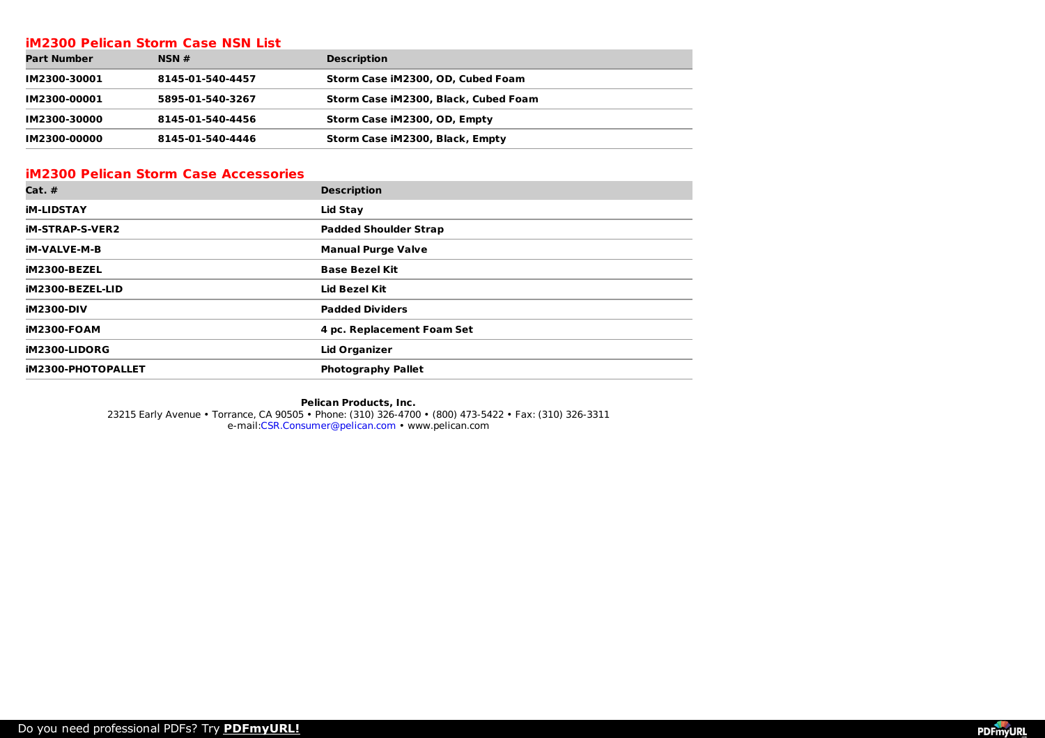## iM2300 Pelican Storm Case NSN List

| Part Number | NSN # | Description |
|---|---|---|
| IM2300-30001 | 8145-01-540-4457 | Storm Case iM2300, OD, Cubed Foam |
| IM2300-00001 | 5895-01-540-3267 | Storm Case iM2300, Black, Cubed Foam |
| IM2300-30000 | 8145-01-540-4456 | Storm Case iM2300, OD, Empty |
| IM2300-00000 | 8145-01-540-4446 | Storm Case iM2300, Black, Empty |

## iM2300 Pelican Storm Case Accessories

| Cat. # | Description |
|---|---|
| iM-LIDSTAY | Lid Stay |
| iM-STRAP-S-VER2 | Padded Shoulder Strap |
| iM-VALVE-M-B | Manual Purge Valve |
| iM2300-BEZEL | Base Bezel Kit |
| iM2300-BEZEL-LID | Lid Bezel Kit |
| iM2300-DIV | Padded Dividers |
| iM2300-FOAM | 4 pc. Replacement Foam Set |
| iM2300-LIDORG | Lid Organizer |
| iM2300-PHOTOPALLET | Photography Pallet |

**Pelican Products, Inc.**
23215 Early Avenue • Torrance, CA 90505 • Phone: (310) 326-4700 • (800) 473-5422 • Fax: (310) 326-3311
e-mail:CSR.Consumer@pelican.com • www.pelican.com